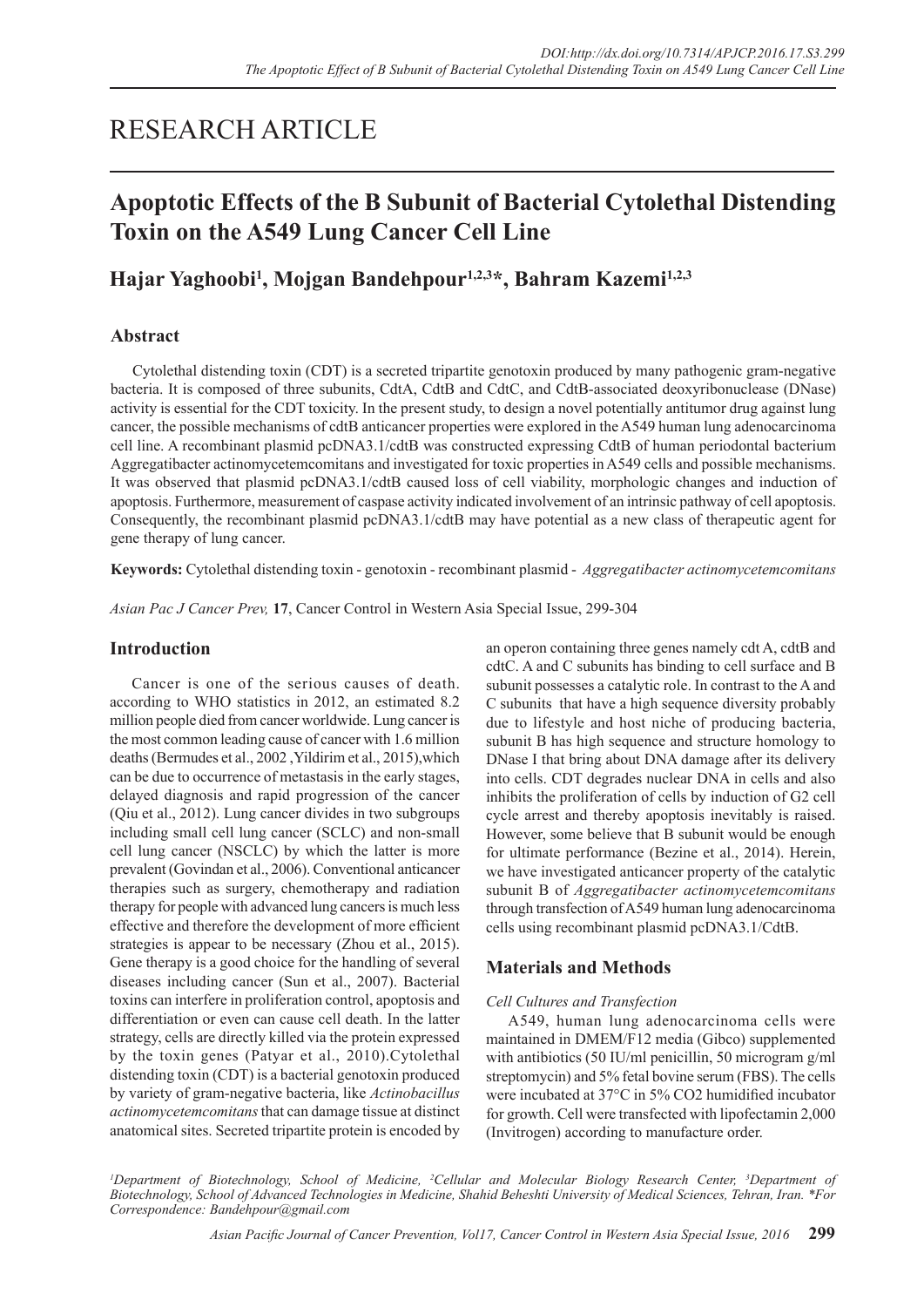# RESEARCH ARTICLE

## Apoptotic Effects of the B Subunit of Bacterial Cytolethal Distending Toxin on the A549 Lung Cancer Cell Line

**Hajar Yaghoobi[1], Mojgan Bandehpour[1,2,3]*, Bahram Kazemi[1,2,3]**

### Abstract

Cytolethal distending toxin (CDT) is a secreted tripartite genotoxin produced by many pathogenic gram-negative bacteria. It is composed of three subunits, CdtA, CdtB and CdtC, and CdtB-associated deoxyribonuclease (DNase) activity is essential for the CDT toxicity. In the present study, to design a novel potentially antitumor drug against lung cancer, the possible mechanisms of cdtB anticancer properties were explored in the A549 human lung adenocarcinoma cell line. A recombinant plasmid pcDNA3.1/cdtB was constructed expressing CdtB of human periodontal bacterium Aggregatibacter actinomycetemcomitans and investigated for toxic properties in A549 cells and possible mechanisms. It was observed that plasmid pcDNA3.1/cdtB caused loss of cell viability, morphologic changes and induction of apoptosis. Furthermore, measurement of caspase activity indicated involvement of an intrinsic pathway of cell apoptosis. Consequently, the recombinant plasmid pcDNA3.1/cdtB may have potential as a new class of therapeutic agent for gene therapy of lung cancer.

**Keywords:** Cytolethal distending toxin - genotoxin - recombinant plasmid - *Aggregatibacter actinomycetemcomitans*

*Asian Pac J Cancer Prev,* **17**, Cancer Control in Western Asia Special Issue, 299-304

### Introduction

Cancer is one of the serious causes of death. according to WHO statistics in 2012, an estimated 8.2 million people died from cancer worldwide. Lung cancer is the most common leading cause of cancer with 1.6 million deaths (Bermudes et al., 2002 ,Yildirim et al., 2015),which can be due to occurrence of metastasis in the early stages, delayed diagnosis and rapid progression of the cancer (Qiu et al., 2012). Lung cancer divides in two subgroups including small cell lung cancer (SCLC) and non-small cell lung cancer (NSCLC) by which the latter is more prevalent (Govindan et al., 2006). Conventional anticancer therapies such as surgery, chemotherapy and radiation therapy for people with advanced lung cancers is much less effective and therefore the development of more efficient strategies is appear to be necessary (Zhou et al., 2015). Gene therapy is a good choice for the handling of several diseases including cancer (Sun et al., 2007). Bacterial toxins can interfere in proliferation control, apoptosis and differentiation or even can cause cell death. In the latter strategy, cells are directly killed via the protein expressed by the toxin genes (Patyar et al., 2010).Cytolethal distending toxin (CDT) is a bacterial genotoxin produced by variety of gram-negative bacteria, like *Actinobacillus actinomycetemcomitans* that can damage tissue at distinct anatomical sites. Secreted tripartite protein is encoded by an operon containing three genes namely cdt A, cdtB and cdtC. A and C subunits has binding to cell surface and B subunit possesses a catalytic role. In contrast to the A and C subunits that have a high sequence diversity probably due to lifestyle and host niche of producing bacteria, subunit B has high sequence and structure homology to DNase I that bring about DNA damage after its delivery into cells. CDT degrades nuclear DNA in cells and also inhibits the proliferation of cells by induction of G2 cell cycle arrest and thereby apoptosis inevitably is raised. However, some believe that B subunit would be enough for ultimate performance (Bezine et al., 2014). Herein, we have investigated anticancer property of the catalytic subunit B of *Aggregatibacter actinomycetemcomitans* through transfection of A549 human lung adenocarcinoma cells using recombinant plasmid pcDNA3.1/CdtB.

### Materials and Methods

*Cell Cultures and Transfection*

A549, human lung adenocarcinoma cells were maintained in DMEM/F12 media (Gibco) supplemented with antibiotics (50 IU/ml penicillin, 50 microgram g/ml streptomycin) and 5% fetal bovine serum (FBS). The cells were incubated at 37°C in 5% $CO_2$ humidified incubator for growth. Cell were transfected with lipofectamin 2,000 (Invitrogen) according to manufacture order.

[1]Department of Biotechnology, School of Medicine, [2]Cellular and Molecular Biology Research Center, [3]Department of Biotechnology, School of Advanced Technologies in Medicine, Shahid Beheshti University of Medical Sciences, Tehran, Iran. *For Correspondence: Bandehpour@gmail.com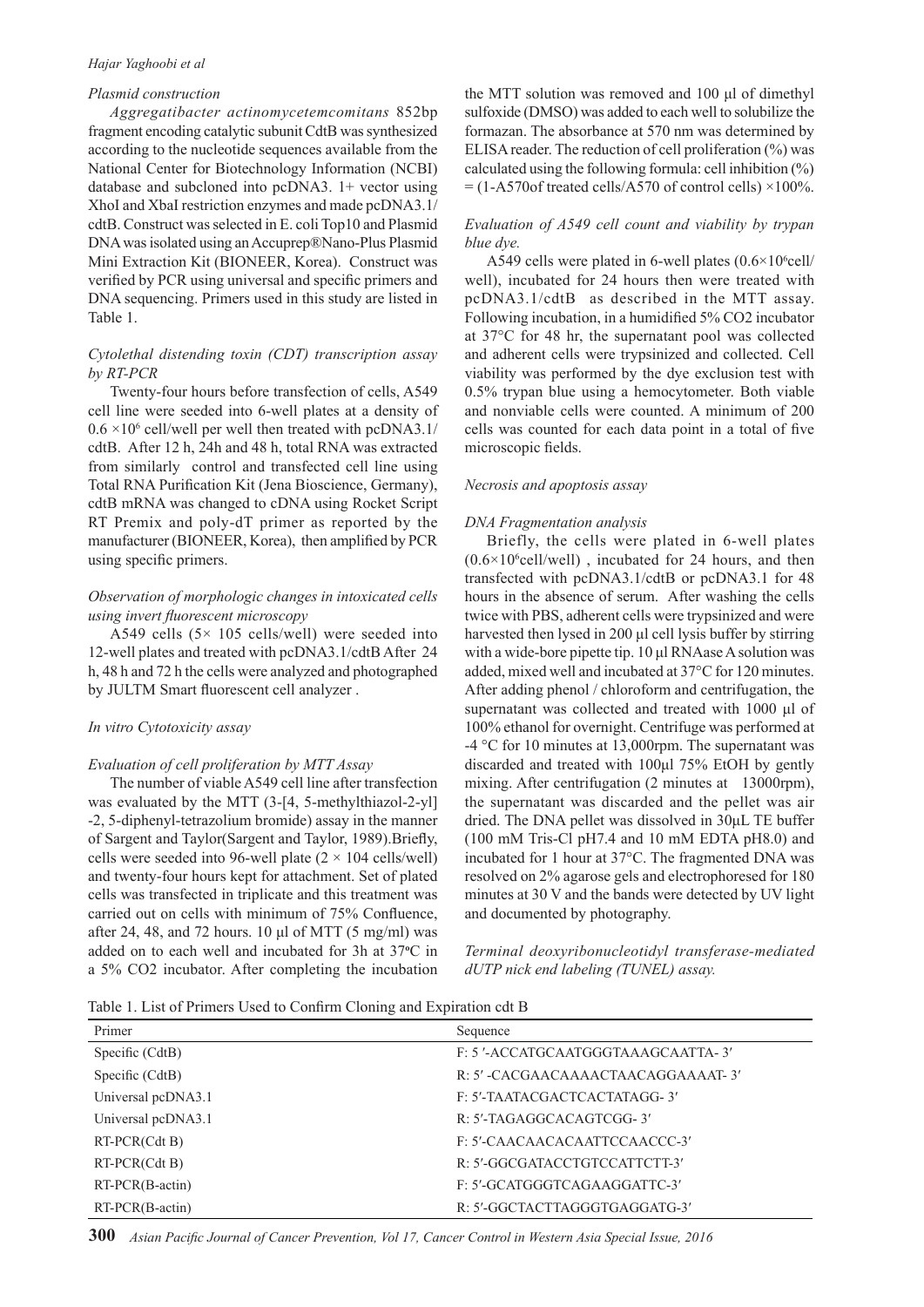*Plasmid construction*

*Aggregatibacter actinomycetemcomitans* 852bp fragment encoding catalytic subunit CdtB was synthesized according to the nucleotide sequences available from the National Center for Biotechnology Information (NCBI) database and subcloned into pcDNA3. 1+ vector using XhoI and XbaI restriction enzymes and made pcDNA3.1/cdtB. Construct was selected in E. coli Top10 and Plasmid DNA was isolated using an Accuprep®Nano-Plus Plasmid Mini Extraction Kit (BIONEER, Korea). Construct was verified by PCR using universal and specific primers and DNA sequencing. Primers used in this study are listed in Table 1.

*Cytolethal distending toxin (CDT) transcription assay by RT-PCR*

Twenty-four hours before transfection of cells, A549 cell line were seeded into 6-well plates at a density of $0.6 \times 10^6$ cell/well per well then treated with pcDNA3.1/cdtB. After 12 h, 24h and 48 h, total RNA was extracted from similarly control and transfected cell line using Total RNA Purification Kit (Jena Bioscience, Germany), cdtB mRNA was changed to cDNA using Rocket Script RT Premix and poly-dT primer as reported by the manufacturer (BIONEER, Korea), then amplified by PCR using specific primers.

*Observation of morphologic changes in intoxicated cells using invert fluorescent microscopy*

A549 cells (5× 105 cells/well) were seeded into 12-well plates and treated with pcDNA3.1/cdtB After 24 h, 48 h and 72 h the cells were analyzed and photographed by JULTM Smart fluorescent cell analyzer .

*In vitro Cytotoxicity assay*

*Evaluation of cell proliferation by MTT Assay*

The number of viable A549 cell line after transfection was evaluated by the MTT (3-[4, 5-methylthiazol-2-yl] -2, 5-diphenyl-tetrazolium bromide) assay in the manner of Sargent and Taylor(Sargent and Taylor, 1989).Briefly, cells were seeded into 96-well plate ($2 \times 10^4$ cells/well) and twenty-four hours kept for attachment. Set of plated cells was transfected in triplicate and this treatment was carried out on cells with minimum of 75% Confluence, after 24, 48, and 72 hours. 10 µl of MTT (5 mg/ml) was added on to each well and incubated for 3h at 37ºC in a 5% CO2 incubator. After completing the incubation the MTT solution was removed and 100 µl of dimethyl sulfoxide (DMSO) was added to each well to solubilize the formazan. The absorbance at 570 nm was determined by ELISA reader. The reduction of cell proliferation (%) was calculated using the following formula: cell inhibition (%) = (1-A570of treated cells/A570 of control cells) ×100%.

*Evaluation of A549 cell count and viability by trypan blue dye.*

A549 cells were plated in 6-well plates ($0.6\times10^6$cell/well), incubated for 24 hours then were treated with pcDNA3.1/cdtB as described in the MTT assay. Following incubation, in a humidified 5% CO2 incubator at 37°C for 48 hr, the supernatant pool was collected and adherent cells were trypsinized and collected. Cell viability was performed by the dye exclusion test with 0.5% trypan blue using a hemocytometer. Both viable and nonviable cells were counted. A minimum of 200 cells was counted for each data point in a total of five microscopic fields.

*Necrosis and apoptosis assay*

*DNA Fragmentation analysis*

Briefly, the cells were plated in 6-well plates ($0.6\times10^6$cell/well) , incubated for 24 hours, and then transfected with pcDNA3.1/cdtB or pcDNA3.1 for 48 hours in the absence of serum. After washing the cells twice with PBS, adherent cells were trypsinized and were harvested then lysed in 200 µl cell lysis buffer by stirring with a wide-bore pipette tip. 10 µl RNAase A solution was added, mixed well and incubated at 37°C for 120 minutes. After adding phenol / chloroform and centrifugation, the supernatant was collected and treated with 1000 µl of 100% ethanol for overnight. Centrifuge was performed at -4 °C for 10 minutes at 13,000rpm. The supernatant was discarded and treated with 100µl 75% EtOH by gently mixing. After centrifugation (2 minutes at 13000rpm), the supernatant was discarded and the pellet was air dried. The DNA pellet was dissolved in 30µL TE buffer (100 mM Tris-Cl pH7.4 and 10 mM EDTA pH8.0) and incubated for 1 hour at 37°C. The fragmented DNA was resolved on 2% agarose gels and electrophoresed for 180 minutes at 30 V and the bands were detected by UV light and documented by photography.

*Terminal deoxyribonucleotidyl transferase-mediated dUTP nick end labeling (TUNEL) assay.*

Table 1. List of Primers Used to Confirm Cloning and Expiration cdt B

| Primer | Sequence |
|---|---|
| Specific (CdtB) | F: 5 ′-ACCATGCAATGGGTAAAGCAATTA- 3′ |
| Specific (CdtB) | R: 5′ -CACGAACAAAACTAACAGGAAAAT- 3′ |
| Universal pcDNA3.1 | F: 5′-TAATACGACTCACTATAGG- 3′ |
| Universal pcDNA3.1 | R: 5′-TAGAGGCACAGTCGG- 3′ |
| RT-PCR(Cdt B) | F: 5′-CAACAACACAATTCCAACCC-3′ |
| RT-PCR(Cdt B) | R: 5′-GGCGATACCTGTCCATTCTT-3′ |
| RT-PCR(B-actin) | F: 5′-GCATGGGTCAGAAGGATTC-3′ |
| RT-PCR(B-actin) | R: 5′-GGCTACTTAGGGTGAGGATG-3′ |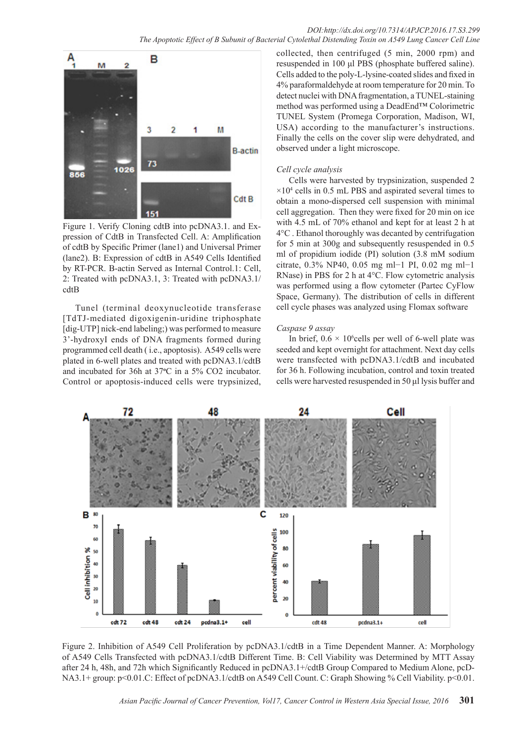Figure 1. Verify Cloning cdtB into pcDNA3.1. and Expression of CdtB in Transfected Cell. A: Amplification of cdtB by Specific Primer (lane1) and Universal Primer (lane2). B: Expression of cdtB in A549 Cells Identified by RT-PCR. B-actin Served as Internal Control.1: Cell, 2: Treated with pcDNA3.1, 3: Treated with pcDNA3.1/cdtB

Tunel (terminal deoxynucleotide transferase [TdTJ-mediated digoxigenin-uridine triphosphate [dig-UTP] nick-end labeling;) was performed to measure 3'-hydroxyI ends of DNA fragments formed during programmed cell death ( i.e., apoptosis). A549 cells were plated in 6-well plates and treated with pcDNA3.1/cdtB and incubated for 36h at 37ºC in a 5% CO2 incubator. Control or apoptosis-induced cells were trypsinized, collected, then centrifuged (5 min, 2000 rpm) and resuspended in 100 µl PBS (phosphate buffered saline). Cells added to the poly-L-lysine-coated slides and fixed in 4% paraformaldehyde at room temperature for 20 min. To detect nuclei with DNA fragmentation, a TUNEL-staining method was performed using a DeadEnd™ Colorimetric TUNEL System (Promega Corporation, Madison, WI, USA) according to the manufacturer's instructions. Finally the cells on the cover slip were dehydrated, and observed under a light microscope.

*Cell cycle analysis*

Cells were harvested by trypsinization, suspended 2 $\times10^4$ cells in 0.5 mL PBS and aspirated several times to obtain a mono-dispersed cell suspension with minimal cell aggregation. Then they were fixed for 20 min on ice with 4.5 mL of 70% ethanol and kept for at least 2 h at 4°C . Ethanol thoroughly was decanted by centrifugation for 5 min at 300g and subsequently resuspended in 0.5 ml of propidium iodide (PI) solution (3.8 mM sodium citrate, 0.3% NP40, 0.05 mg ml−1 PI, 0.02 mg ml−1 RNase) in PBS for 2 h at 4°C. Flow cytometric analysis was performed using a flow cytometer (Partec CyFlow Space, Germany). The distribution of cells in different cell cycle phases was analyzed using Flomax software

*Caspase 9 assay*

In brief, $0.6 \times 10^6$cells per well of 6-well plate was seeded and kept overnight for attachment. Next day cells were transfected with pcDNA3.1/cdtB and incubated for 36 h. Following incubation, control and toxin treated cells were harvested resuspended in 50 µl lysis buffer and

Figure 2. Inhibition of A549 Cell Proliferation by pcDNA3.1/cdtB in a Time Dependent Manner. A: Morphology of A549 Cells Transfected with pcDNA3.1/cdtB Different Time. B: Cell Viability was Determined by MTT Assay after 24 h, 48h, and 72h which Significantly Reduced in pcDNA3.1+/cdtB Group Compared to Medium Alone, pcDNA3.1+ group: p<0.01.C: Effect of pcDNA3.1/cdtB on A549 Cell Count. C: Graph Showing % Cell Viability. p<0.01.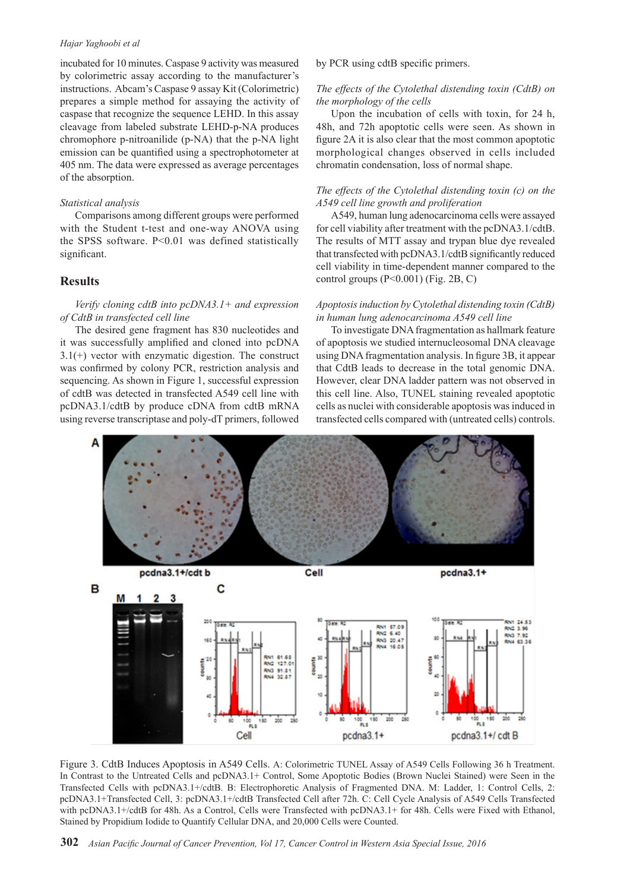incubated for 10 minutes. Caspase 9 activity was measured by colorimetric assay according to the manufacturer's instructions. Abcam's Caspase 9 assay Kit (Colorimetric) prepares a simple method for assaying the activity of caspase that recognize the sequence LEHD. In this assay cleavage from labeled substrate LEHD-p-NA produces chromophore p-nitroanilide (p-NA) that the p-NA light emission can be quantified using a spectrophotometer at 405 nm. The data were expressed as average percentages of the absorption.

*Statistical analysis*

Comparisons among different groups were performed with the Student t-test and one-way ANOVA using the SPSS software. $P<0.01$ was defined statistically significant.

## Results

*Verify cloning cdtB into pcDNA3.1+ and expression of CdtB in transfected cell line*

The desired gene fragment has 830 nucleotides and it was successfully amplified and cloned into pcDNA 3.1(+) vector with enzymatic digestion. The construct was confirmed by colony PCR, restriction analysis and sequencing. As shown in Figure 1, successful expression of cdtB was detected in transfected A549 cell line with pcDNA3.1/cdtB by produce cDNA from cdtB mRNA using reverse transcriptase and poly-dT primers, followed by PCR using cdtB specific primers.

*The effects of the Cytolethal distending toxin (CdtB) on the morphology of the cells*

Upon the incubation of cells with toxin, for 24 h, 48h, and 72h apoptotic cells were seen. As shown in figure 2A it is also clear that the most common apoptotic morphological changes observed in cells included chromatin condensation, loss of normal shape.

*The effects of the Cytolethal distending toxin (c) on the A549 cell line growth and proliferation*

A549, human lung adenocarcinoma cells were assayed for cell viability after treatment with the pcDNA3.1/cdtB. The results of MTT assay and trypan blue dye revealed that transfected with pcDNA3.1/cdtB significantly reduced cell viability in time-dependent manner compared to the control groups ($P<0.001$) (Fig. 2B, C)

*Apoptosis induction by Cytolethal distending toxin (CdtB) in human lung adenocarcinoma A549 cell line*

To investigate DNA fragmentation as hallmark feature of apoptosis we studied internucleosomal DNA cleavage using DNA fragmentation analysis. In figure 3B, it appear that CdtB leads to decrease in the total genomic DNA. However, clear DNA ladder pattern was not observed in this cell line. Also, TUNEL staining revealed apoptotic cells as nuclei with considerable apoptosis was induced in transfected cells compared with (untreated cells) controls.

Figure 3. CdtB Induces Apoptosis in A549 Cells. A: Colorimetric TUNEL Assay of A549 Cells Following 36 h Treatment. In Contrast to the Untreated Cells and pcDNA3.1+ Control, Some Apoptotic Bodies (Brown Nuclei Stained) were Seen in the Transfected Cells with pcDNA3.1+/cdtB. B: Electrophoretic Analysis of Fragmented DNA. M: Ladder, 1: Control Cells, 2: pcDNA3.1+Transfected Cell, 3: pcDNA3.1+/cdtB Transfected Cell after 72h. C: Cell Cycle Analysis of A549 Cells Transfected with pcDNA3.1+/cdtB for 48h. As a Control, Cells were Transfected with pcDNA3.1+ for 48h. Cells were Fixed with Ethanol, Stained by Propidium Iodide to Quantify Cellular DNA, and 20,000 Cells were Counted.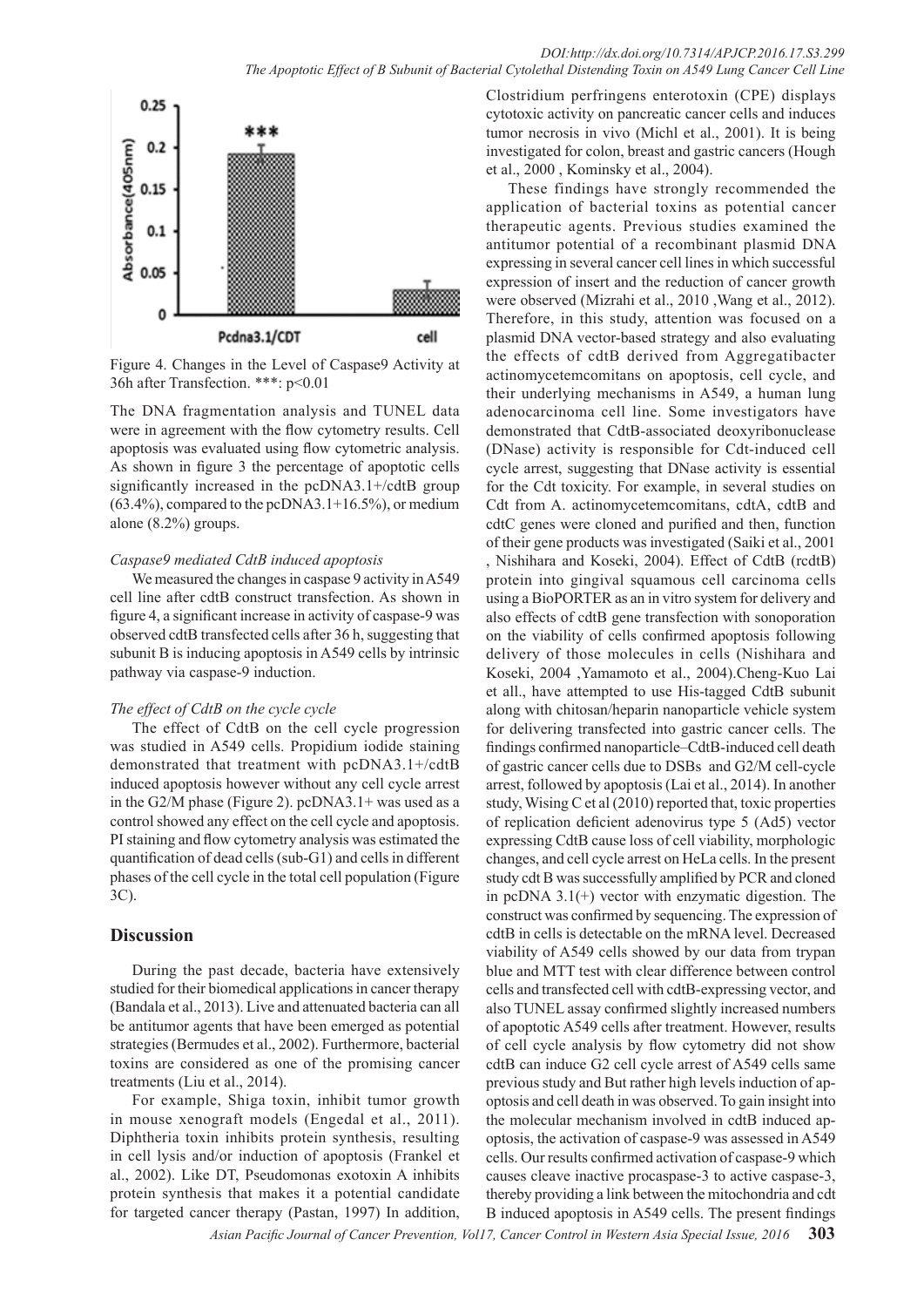Figure 4. Changes in the Level of Caspase9 Activity at 36h after Transfection. ***: p<0.01

The DNA fragmentation analysis and TUNEL data were in agreement with the flow cytometry results. Cell apoptosis was evaluated using flow cytometric analysis. As shown in figure 3 the percentage of apoptotic cells significantly increased in the pcDNA3.1+/cdtB group (63.4%), compared to the pcDNA3.1+16.5%), or medium alone (8.2%) groups.

*Caspase9 mediated CdtB induced apoptosis*

We measured the changes in caspase 9 activity in A549 cell line after cdtB construct transfection. As shown in figure 4, a significant increase in activity of caspase-9 was observed cdtB transfected cells after 36 h, suggesting that subunit B is inducing apoptosis in A549 cells by intrinsic pathway via caspase-9 induction.

*The effect of CdtB on the cycle cycle*

The effect of CdtB on the cell cycle progression was studied in A549 cells. Propidium iodide staining demonstrated that treatment with pcDNA3.1+/cdtB induced apoptosis however without any cell cycle arrest in the G2/M phase (Figure 2). pcDNA3.1+ was used as a control showed any effect on the cell cycle and apoptosis. PI staining and flow cytometry analysis was estimated the quantification of dead cells (sub-G1) and cells in different phases of the cell cycle in the total cell population (Figure 3C).

## Discussion

During the past decade, bacteria have extensively studied for their biomedical applications in cancer therapy (Bandala et al., 2013). Live and attenuated bacteria can all be antitumor agents that have been emerged as potential strategies (Bermudes et al., 2002). Furthermore, bacterial toxins are considered as one of the promising cancer treatments (Liu et al., 2014).

For example, Shiga toxin, inhibit tumor growth in mouse xenograft models (Engedal et al., 2011). Diphtheria toxin inhibits protein synthesis, resulting in cell lysis and/or induction of apoptosis (Frankel et al., 2002). Like DT, Pseudomonas exotoxin A inhibits protein synthesis that makes it a potential candidate for targeted cancer therapy (Pastan, 1997) In addition, Clostridium perfringens enterotoxin (CPE) displays cytotoxic activity on pancreatic cancer cells and induces tumor necrosis in vivo (Michl et al., 2001). It is being investigated for colon, breast and gastric cancers (Hough et al., 2000 , Kominsky et al., 2004).

These findings have strongly recommended the application of bacterial toxins as potential cancer therapeutic agents. Previous studies examined the antitumor potential of a recombinant plasmid DNA expressing in several cancer cell lines in which successful expression of insert and the reduction of cancer growth were observed (Mizrahi et al., 2010 ,Wang et al., 2012). Therefore, in this study, attention was focused on a plasmid DNA vector-based strategy and also evaluating the effects of cdtB derived from Aggregatibacter actinomycetemcomitans on apoptosis, cell cycle, and their underlying mechanisms in A549, a human lung adenocarcinoma cell line. Some investigators have demonstrated that CdtB-associated deoxyribonuclease (DNase) activity is responsible for Cdt-induced cell cycle arrest, suggesting that DNase activity is essential for the Cdt toxicity. For example, in several studies on Cdt from A. actinomycetemcomitans, cdtA, cdtB and cdtC genes were cloned and purified and then, function of their gene products was investigated (Saiki et al., 2001 , Nishihara and Koseki, 2004). Effect of CdtB (rcdtB) protein into gingival squamous cell carcinoma cells using a BioPORTER as an in vitro system for delivery and also effects of cdtB gene transfection with sonoporation on the viability of cells confirmed apoptosis following delivery of those molecules in cells (Nishihara and Koseki, 2004 ,Yamamoto et al., 2004).Cheng-Kuo Lai et all., have attempted to use His-tagged CdtB subunit along with chitosan/heparin nanoparticle vehicle system for delivering transfected into gastric cancer cells. The findings confirmed nanoparticle–CdtB-induced cell death of gastric cancer cells due to DSBs and G2/M cell-cycle arrest, followed by apoptosis (Lai et al., 2014). In another study, Wising C et al (2010) reported that, toxic properties of replication deficient adenovirus type 5 (Ad5) vector expressing CdtB cause loss of cell viability, morphologic changes, and cell cycle arrest on HeLa cells. In the present study cdt B was successfully amplified by PCR and cloned in pcDNA 3.1(+) vector with enzymatic digestion. The construct was confirmed by sequencing. The expression of cdtB in cells is detectable on the mRNA level. Decreased viability of A549 cells showed by our data from trypan blue and MTT test with clear difference between control cells and transfected cell with cdtB-expressing vector, and also TUNEL assay confirmed slightly increased numbers of apoptotic A549 cells after treatment. However, results of cell cycle analysis by flow cytometry did not show cdtB can induce G2 cell cycle arrest of A549 cells same previous study and But rather high levels induction of apoptosis and cell death in was observed. To gain insight into the molecular mechanism involved in cdtB induced apoptosis, the activation of caspase-9 was assessed in A549 cells. Our results confirmed activation of caspase-9 which causes cleave inactive procaspase-3 to active caspase-3, thereby providing a link between the mitochondria and cdt B induced apoptosis in A549 cells. The present findings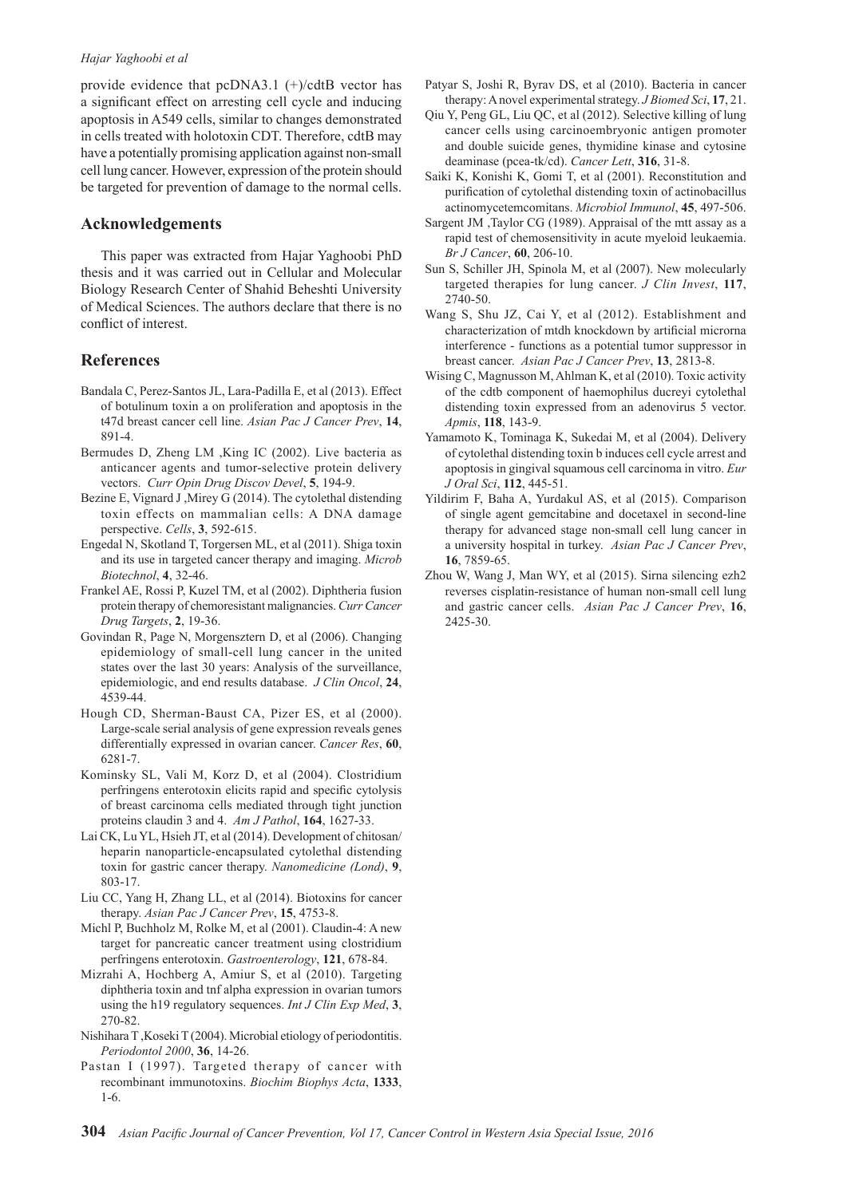provide evidence that pcDNA3.1 (+)/cdtB vector has a significant effect on arresting cell cycle and inducing apoptosis in A549 cells, similar to changes demonstrated in cells treated with holotoxin CDT. Therefore, cdtB may have a potentially promising application against non-small cell lung cancer. However, expression of the protein should be targeted for prevention of damage to the normal cells.

## Acknowledgements

This paper was extracted from Hajar Yaghoobi PhD thesis and it was carried out in Cellular and Molecular Biology Research Center of Shahid Beheshti University of Medical Sciences. The authors declare that there is no conflict of interest.

## References

Bandala C, Perez-Santos JL, Lara-Padilla E, et al (2013). Effect of botulinum toxin a on proliferation and apoptosis in the t47d breast cancer cell line. *Asian Pac J Cancer Prev*, **14**, 891-4.

Bermudes D, Zheng LM ,King IC (2002). Live bacteria as anticancer agents and tumor-selective protein delivery vectors. *Curr Opin Drug Discov Devel*, **5**, 194-9.

Bezine E, Vignard J ,Mirey G (2014). The cytolethal distending toxin effects on mammalian cells: A DNA damage perspective. *Cells*, **3**, 592-615.

Engedal N, Skotland T, Torgersen ML, et al (2011). Shiga toxin and its use in targeted cancer therapy and imaging. *Microb Biotechnol*, **4**, 32-46.

Frankel AE, Rossi P, Kuzel TM, et al (2002). Diphtheria fusion protein therapy of chemoresistant malignancies. *Curr Cancer Drug Targets*, **2**, 19-36.

Govindan R, Page N, Morgensztern D, et al (2006). Changing epidemiology of small-cell lung cancer in the united states over the last 30 years: Analysis of the surveillance, epidemiologic, and end results database. *J Clin Oncol*, **24**, 4539-44.

Hough CD, Sherman-Baust CA, Pizer ES, et al (2000). Large-scale serial analysis of gene expression reveals genes differentially expressed in ovarian cancer. *Cancer Res*, **60**, 6281-7.

Kominsky SL, Vali M, Korz D, et al (2004). Clostridium perfringens enterotoxin elicits rapid and specific cytolysis of breast carcinoma cells mediated through tight junction proteins claudin 3 and 4. *Am J Pathol*, **164**, 1627-33.

Lai CK, Lu YL, Hsieh JT, et al (2014). Development of chitosan/heparin nanoparticle-encapsulated cytolethal distending toxin for gastric cancer therapy. *Nanomedicine (Lond)*, **9**, 803-17.

Liu CC, Yang H, Zhang LL, et al (2014). Biotoxins for cancer therapy. *Asian Pac J Cancer Prev*, **15**, 4753-8.

Michl P, Buchholz M, Rolke M, et al (2001). Claudin-4: A new target for pancreatic cancer treatment using clostridium perfringens enterotoxin. *Gastroenterology*, **121**, 678-84.

Mizrahi A, Hochberg A, Amiur S, et al (2010). Targeting diphtheria toxin and tnf alpha expression in ovarian tumors using the h19 regulatory sequences. *Int J Clin Exp Med*, **3**, 270-82.

Nishihara T ,Koseki T (2004). Microbial etiology of periodontitis. *Periodontol 2000*, **36**, 14-26.

Pastan I (1997). Targeted therapy of cancer with recombinant immunotoxins. *Biochim Biophys Acta*, **1333**, 1-6.

Patyar S, Joshi R, Byrav DS, et al (2010). Bacteria in cancer therapy: A novel experimental strategy. *J Biomed Sci*, **17**, 21.

Qiu Y, Peng GL, Liu QC, et al (2012). Selective killing of lung cancer cells using carcinoembryonic antigen promoter and double suicide genes, thymidine kinase and cytosine deaminase (pcea-tk/cd). *Cancer Lett*, **316**, 31-8.

Saiki K, Konishi K, Gomi T, et al (2001). Reconstitution and purification of cytolethal distending toxin of actinobacillus actinomycetemcomitans. *Microbiol Immunol*, **45**, 497-506.

Sargent JM ,Taylor CG (1989). Appraisal of the mtt assay as a rapid test of chemosensitivity in acute myeloid leukaemia. *Br J Cancer*, **60**, 206-10.

Sun S, Schiller JH, Spinola M, et al (2007). New molecularly targeted therapies for lung cancer. *J Clin Invest*, **117**, 2740-50.

Wang S, Shu JZ, Cai Y, et al (2012). Establishment and characterization of mtdh knockdown by artificial microrna interference - functions as a potential tumor suppressor in breast cancer. *Asian Pac J Cancer Prev*, **13**, 2813-8.

Wising C, Magnusson M, Ahlman K, et al (2010). Toxic activity of the cdtb component of haemophilus ducreyi cytolethal distending toxin expressed from an adenovirus 5 vector. *Apmis*, **118**, 143-9.

Yamamoto K, Tominaga K, Sukedai M, et al (2004). Delivery of cytolethal distending toxin b induces cell cycle arrest and apoptosis in gingival squamous cell carcinoma in vitro. *Eur J Oral Sci*, **112**, 445-51.

Yildirim F, Baha A, Yurdakul AS, et al (2015). Comparison of single agent gemcitabine and docetaxel in second-line therapy for advanced stage non-small cell lung cancer in a university hospital in turkey. *Asian Pac J Cancer Prev*, **16**, 7859-65.

Zhou W, Wang J, Man WY, et al (2015). Sirna silencing ezh2 reverses cisplatin-resistance of human non-small cell lung and gastric cancer cells. *Asian Pac J Cancer Prev*, **16**, 2425-30.